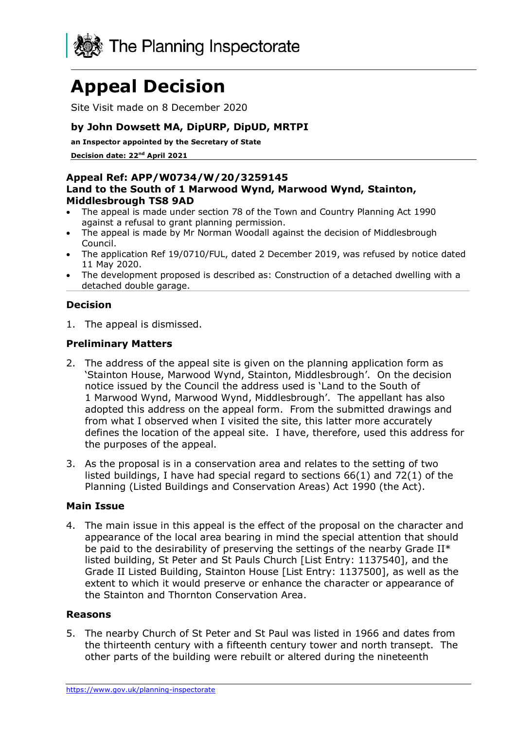The Planning Inspectorate

# Appeal Decision

Site Visit made on 8 December 2020

### by John Dowsett MA, DipURP, DipUD, MRTPI

**an Inspector appointed by the Secretary of State**

**Decision date: 22nd April 2021**

**Appeal Ref: APP/W0734/W/20/3259145**
**Land to the South of 1 Marwood Wynd, Marwood Wynd, Stainton, Middlesbrough TS8 9AD**

- The appeal is made under section 78 of the Town and Country Planning Act 1990 against a refusal to grant planning permission.
- The appeal is made by Mr Norman Woodall against the decision of Middlesbrough Council.
- The application Ref 19/0710/FUL, dated 2 December 2019, was refused by notice dated 11 May 2020.
- The development proposed is described as: Construction of a detached dwelling with a detached double garage.

### Decision

1. The appeal is dismissed.

### Preliminary Matters

2. The address of the appeal site is given on the planning application form as 'Stainton House, Marwood Wynd, Stainton, Middlesbrough'. On the decision notice issued by the Council the address used is 'Land to the South of 1 Marwood Wynd, Marwood Wynd, Middlesbrough'. The appellant has also adopted this address on the appeal form. From the submitted drawings and from what I observed when I visited the site, this latter more accurately defines the location of the appeal site. I have, therefore, used this address for the purposes of the appeal.

3. As the proposal is in a conservation area and relates to the setting of two listed buildings, I have had special regard to sections 66(1) and 72(1) of the Planning (Listed Buildings and Conservation Areas) Act 1990 (the Act).

### Main Issue

4. The main issue in this appeal is the effect of the proposal on the character and appearance of the local area bearing in mind the special attention that should be paid to the desirability of preserving the settings of the nearby Grade II* listed building, St Peter and St Pauls Church [List Entry: 1137540], and the Grade II Listed Building, Stainton House [List Entry: 1137500], as well as the extent to which it would preserve or enhance the character or appearance of the Stainton and Thornton Conservation Area.

### Reasons

5. The nearby Church of St Peter and St Paul was listed in 1966 and dates from the thirteenth century with a fifteenth century tower and north transept. The other parts of the building were rebuilt or altered during the nineteenth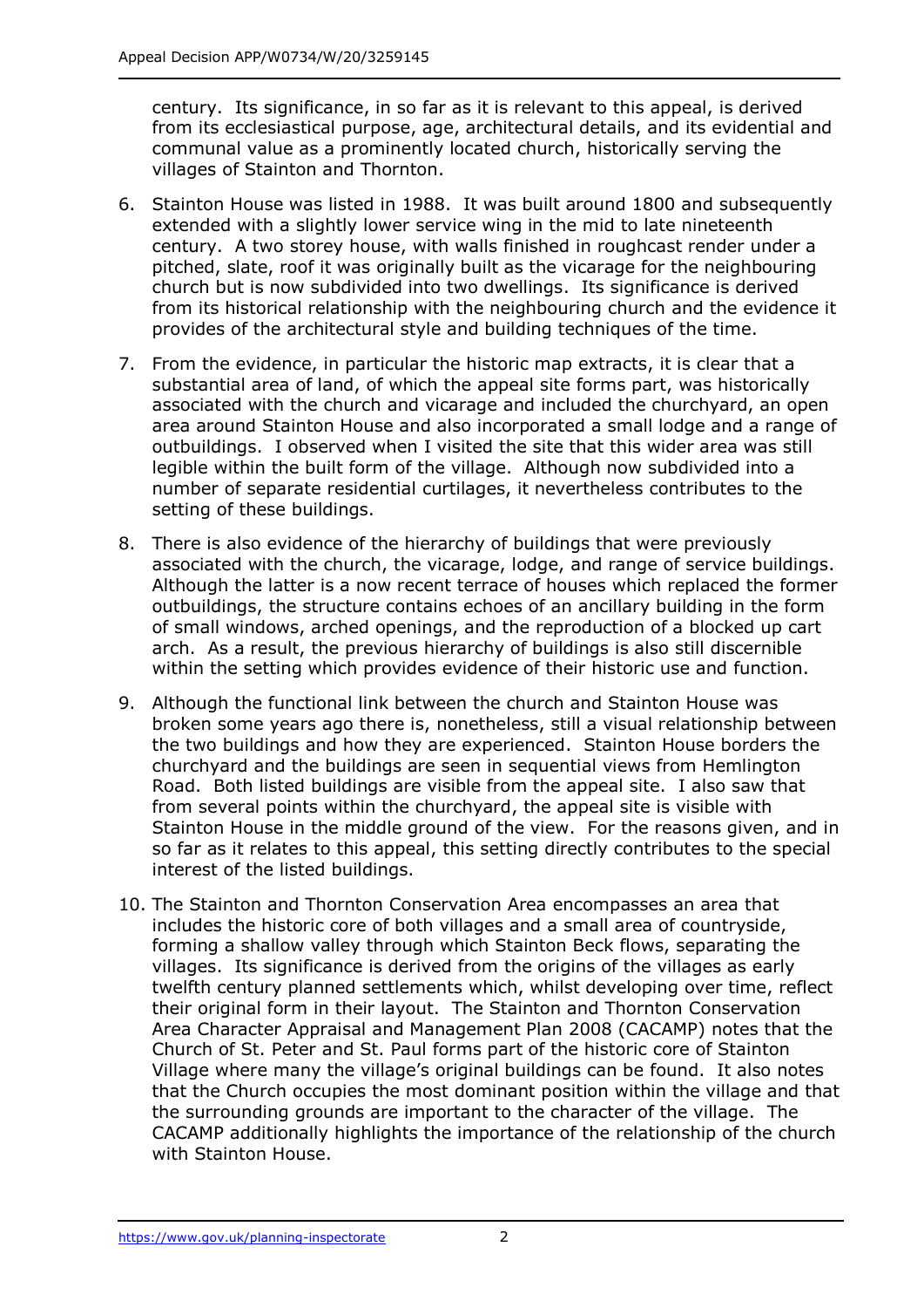century. Its significance, in so far as it is relevant to this appeal, is derived from its ecclesiastical purpose, age, architectural details, and its evidential and communal value as a prominently located church, historically serving the villages of Stainton and Thornton.

6. Stainton House was listed in 1988. It was built around 1800 and subsequently extended with a slightly lower service wing in the mid to late nineteenth century. A two storey house, with walls finished in roughcast render under a pitched, slate, roof it was originally built as the vicarage for the neighbouring church but is now subdivided into two dwellings. Its significance is derived from its historical relationship with the neighbouring church and the evidence it provides of the architectural style and building techniques of the time.

7. From the evidence, in particular the historic map extracts, it is clear that a substantial area of land, of which the appeal site forms part, was historically associated with the church and vicarage and included the churchyard, an open area around Stainton House and also incorporated a small lodge and a range of outbuildings. I observed when I visited the site that this wider area was still legible within the built form of the village. Although now subdivided into a number of separate residential curtilages, it nevertheless contributes to the setting of these buildings.

8. There is also evidence of the hierarchy of buildings that were previously associated with the church, the vicarage, lodge, and range of service buildings. Although the latter is a now recent terrace of houses which replaced the former outbuildings, the structure contains echoes of an ancillary building in the form of small windows, arched openings, and the reproduction of a blocked up cart arch. As a result, the previous hierarchy of buildings is also still discernible within the setting which provides evidence of their historic use and function.

9. Although the functional link between the church and Stainton House was broken some years ago there is, nonetheless, still a visual relationship between the two buildings and how they are experienced. Stainton House borders the churchyard and the buildings are seen in sequential views from Hemlington Road. Both listed buildings are visible from the appeal site. I also saw that from several points within the churchyard, the appeal site is visible with Stainton House in the middle ground of the view. For the reasons given, and in so far as it relates to this appeal, this setting directly contributes to the special interest of the listed buildings.

10. The Stainton and Thornton Conservation Area encompasses an area that includes the historic core of both villages and a small area of countryside, forming a shallow valley through which Stainton Beck flows, separating the villages. Its significance is derived from the origins of the villages as early twelfth century planned settlements which, whilst developing over time, reflect their original form in their layout. The Stainton and Thornton Conservation Area Character Appraisal and Management Plan 2008 (CACAMP) notes that the Church of St. Peter and St. Paul forms part of the historic core of Stainton Village where many the village's original buildings can be found. It also notes that the Church occupies the most dominant position within the village and that the surrounding grounds are important to the character of the village. The CACAMP additionally highlights the importance of the relationship of the church with Stainton House.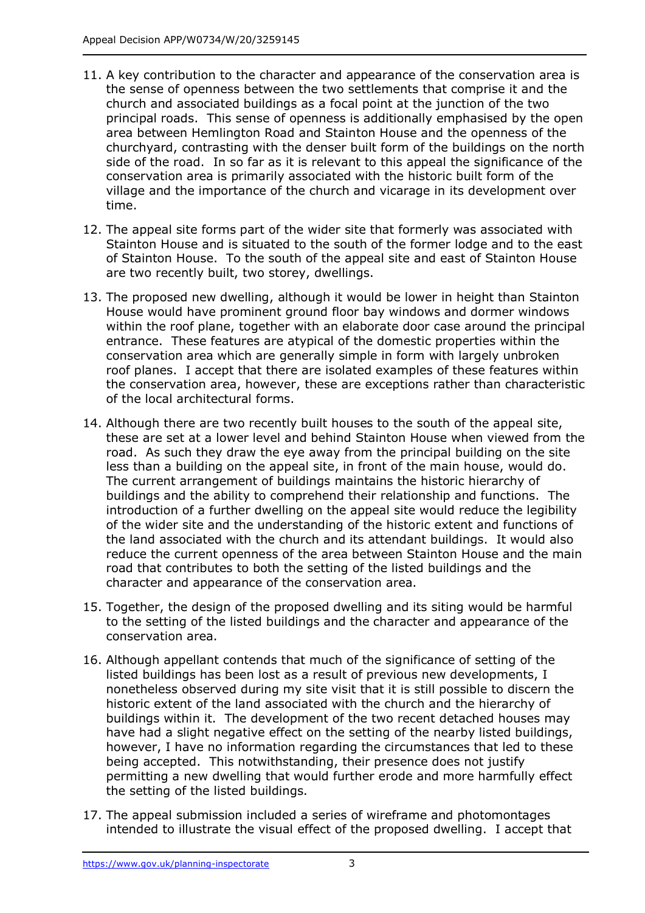11. A key contribution to the character and appearance of the conservation area is the sense of openness between the two settlements that comprise it and the church and associated buildings as a focal point at the junction of the two principal roads. This sense of openness is additionally emphasised by the open area between Hemlington Road and Stainton House and the openness of the churchyard, contrasting with the denser built form of the buildings on the north side of the road. In so far as it is relevant to this appeal the significance of the conservation area is primarily associated with the historic built form of the village and the importance of the church and vicarage in its development over time.

12. The appeal site forms part of the wider site that formerly was associated with Stainton House and is situated to the south of the former lodge and to the east of Stainton House. To the south of the appeal site and east of Stainton House are two recently built, two storey, dwellings.

13. The proposed new dwelling, although it would be lower in height than Stainton House would have prominent ground floor bay windows and dormer windows within the roof plane, together with an elaborate door case around the principal entrance. These features are atypical of the domestic properties within the conservation area which are generally simple in form with largely unbroken roof planes. I accept that there are isolated examples of these features within the conservation area, however, these are exceptions rather than characteristic of the local architectural forms.

14. Although there are two recently built houses to the south of the appeal site, these are set at a lower level and behind Stainton House when viewed from the road. As such they draw the eye away from the principal building on the site less than a building on the appeal site, in front of the main house, would do. The current arrangement of buildings maintains the historic hierarchy of buildings and the ability to comprehend their relationship and functions. The introduction of a further dwelling on the appeal site would reduce the legibility of the wider site and the understanding of the historic extent and functions of the land associated with the church and its attendant buildings. It would also reduce the current openness of the area between Stainton House and the main road that contributes to both the setting of the listed buildings and the character and appearance of the conservation area.

15. Together, the design of the proposed dwelling and its siting would be harmful to the setting of the listed buildings and the character and appearance of the conservation area.

16. Although appellant contends that much of the significance of setting of the listed buildings has been lost as a result of previous new developments, I nonetheless observed during my site visit that it is still possible to discern the historic extent of the land associated with the church and the hierarchy of buildings within it. The development of the two recent detached houses may have had a slight negative effect on the setting of the nearby listed buildings, however, I have no information regarding the circumstances that led to these being accepted. This notwithstanding, their presence does not justify permitting a new dwelling that would further erode and more harmfully effect the setting of the listed buildings.

17. The appeal submission included a series of wireframe and photomontages intended to illustrate the visual effect of the proposed dwelling. I accept that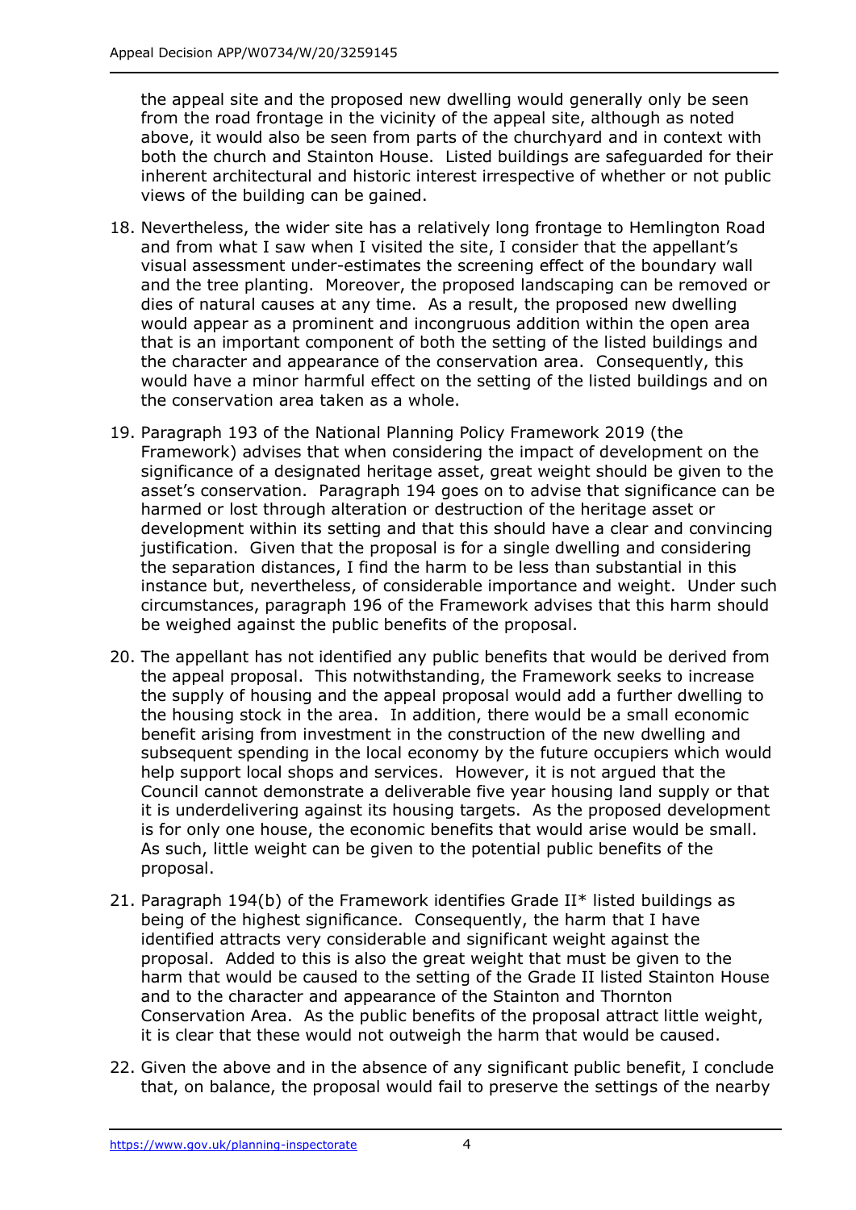the appeal site and the proposed new dwelling would generally only be seen from the road frontage in the vicinity of the appeal site, although as noted above, it would also be seen from parts of the churchyard and in context with both the church and Stainton House. Listed buildings are safeguarded for their inherent architectural and historic interest irrespective of whether or not public views of the building can be gained.

18. Nevertheless, the wider site has a relatively long frontage to Hemlington Road and from what I saw when I visited the site, I consider that the appellant's visual assessment under-estimates the screening effect of the boundary wall and the tree planting. Moreover, the proposed landscaping can be removed or dies of natural causes at any time. As a result, the proposed new dwelling would appear as a prominent and incongruous addition within the open area that is an important component of both the setting of the listed buildings and the character and appearance of the conservation area. Consequently, this would have a minor harmful effect on the setting of the listed buildings and on the conservation area taken as a whole.

19. Paragraph 193 of the National Planning Policy Framework 2019 (the Framework) advises that when considering the impact of development on the significance of a designated heritage asset, great weight should be given to the asset's conservation. Paragraph 194 goes on to advise that significance can be harmed or lost through alteration or destruction of the heritage asset or development within its setting and that this should have a clear and convincing justification. Given that the proposal is for a single dwelling and considering the separation distances, I find the harm to be less than substantial in this instance but, nevertheless, of considerable importance and weight. Under such circumstances, paragraph 196 of the Framework advises that this harm should be weighed against the public benefits of the proposal.

20. The appellant has not identified any public benefits that would be derived from the appeal proposal. This notwithstanding, the Framework seeks to increase the supply of housing and the appeal proposal would add a further dwelling to the housing stock in the area. In addition, there would be a small economic benefit arising from investment in the construction of the new dwelling and subsequent spending in the local economy by the future occupiers which would help support local shops and services. However, it is not argued that the Council cannot demonstrate a deliverable five year housing land supply or that it is underdelivering against its housing targets. As the proposed development is for only one house, the economic benefits that would arise would be small. As such, little weight can be given to the potential public benefits of the proposal.

21. Paragraph 194(b) of the Framework identifies Grade II* listed buildings as being of the highest significance. Consequently, the harm that I have identified attracts very considerable and significant weight against the proposal. Added to this is also the great weight that must be given to the harm that would be caused to the setting of the Grade II listed Stainton House and to the character and appearance of the Stainton and Thornton Conservation Area. As the public benefits of the proposal attract little weight, it is clear that these would not outweigh the harm that would be caused.

22. Given the above and in the absence of any significant public benefit, I conclude that, on balance, the proposal would fail to preserve the settings of the nearby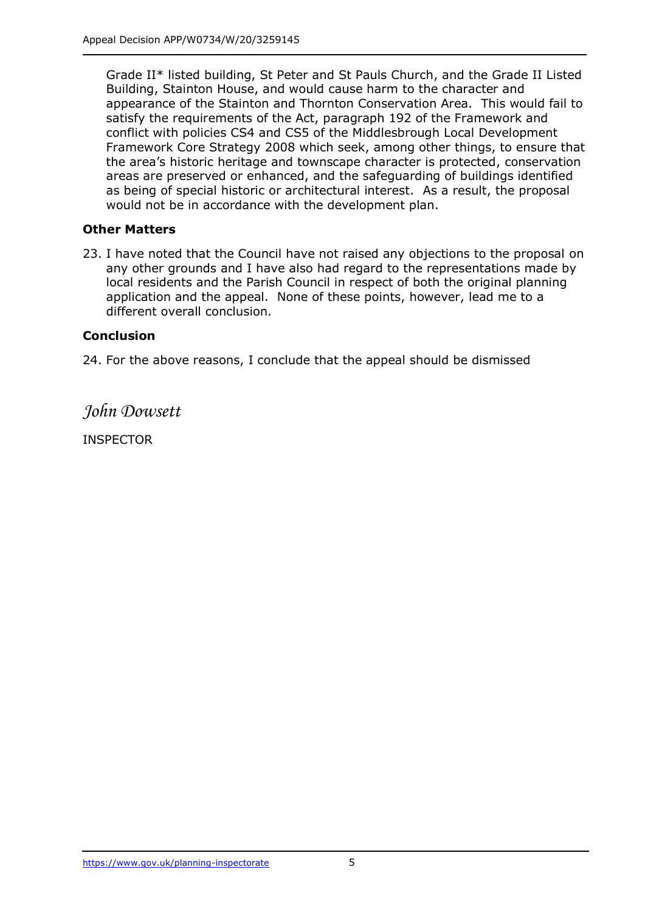Grade II* listed building, St Peter and St Pauls Church, and the Grade II Listed Building, Stainton House, and would cause harm to the character and appearance of the Stainton and Thornton Conservation Area. This would fail to satisfy the requirements of the Act, paragraph 192 of the Framework and conflict with policies CS4 and CS5 of the Middlesbrough Local Development Framework Core Strategy 2008 which seek, among other things, to ensure that the area's historic heritage and townscape character is protected, conservation areas are preserved or enhanced, and the safeguarding of buildings identified as being of special historic or architectural interest. As a result, the proposal would not be in accordance with the development plan.

## Other Matters

23. I have noted that the Council have not raised any objections to the proposal on any other grounds and I have also had regard to the representations made by local residents and the Parish Council in respect of both the original planning application and the appeal. None of these points, however, lead me to a different overall conclusion.

## Conclusion

24. For the above reasons, I conclude that the appeal should be dismissed

*John Dowsett*

INSPECTOR